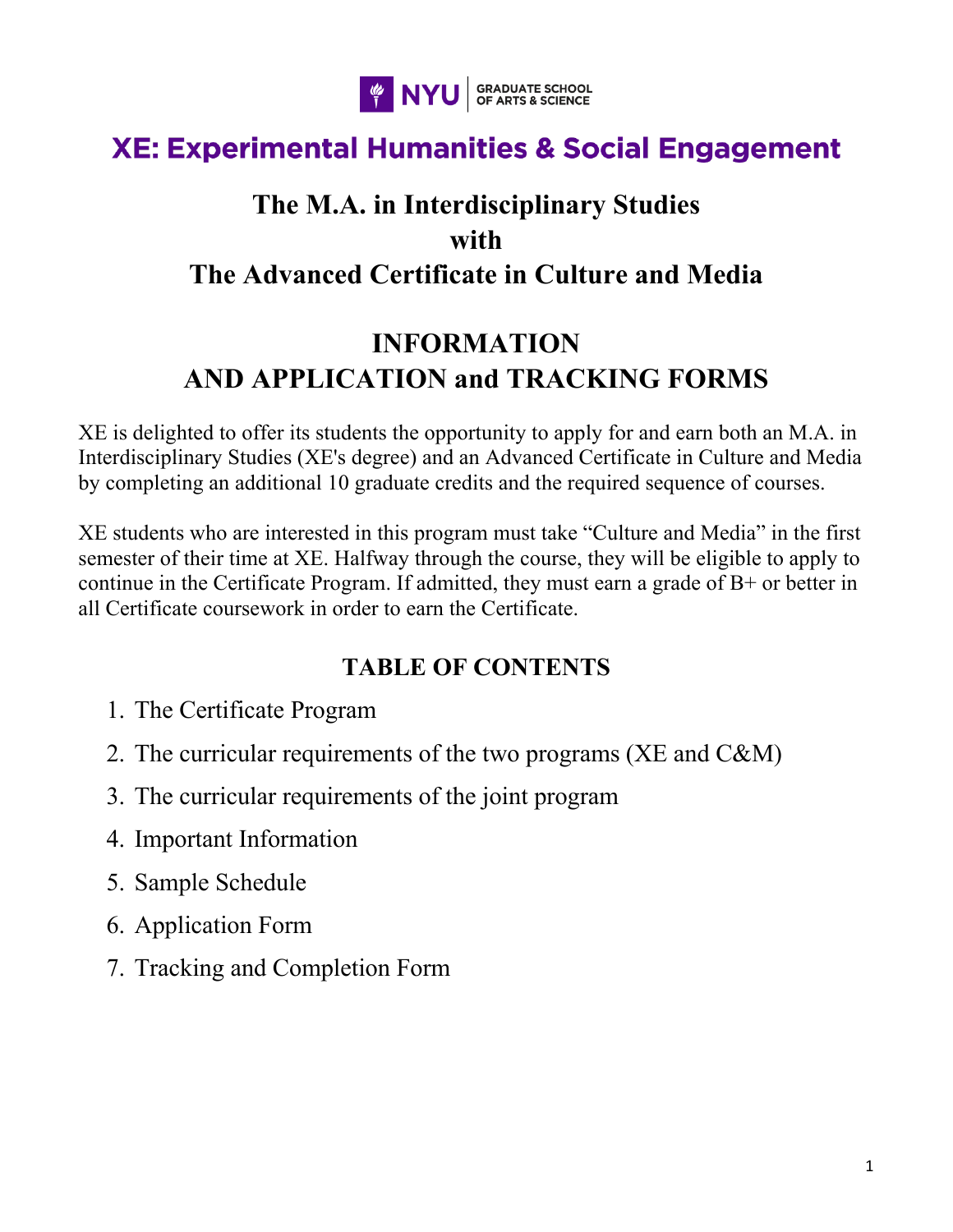NYU | GRADUATE SCHOOL OF ARTS & SCIENCE

# XE: Experimental Humanities & Social Engagement

## The M.A. in Interdisciplinary Studies
## with
## The Advanced Certificate in Culture and Media

## INFORMATION
## AND APPLICATION and TRACKING FORMS

XE is delighted to offer its students the opportunity to apply for and earn both an M.A. in Interdisciplinary Studies (XE's degree) and an Advanced Certificate in Culture and Media by completing an additional 10 graduate credits and the required sequence of courses.

XE students who are interested in this program must take "Culture and Media" in the first semester of their time at XE. Halfway through the course, they will be eligible to apply to continue in the Certificate Program. If admitted, they must earn a grade of B+ or better in all Certificate coursework in order to earn the Certificate.

### TABLE OF CONTENTS

1. The Certificate Program
2. The curricular requirements of the two programs (XE and C&M)
3. The curricular requirements of the joint program
4. Important Information
5. Sample Schedule
6. Application Form
7. Tracking and Completion Form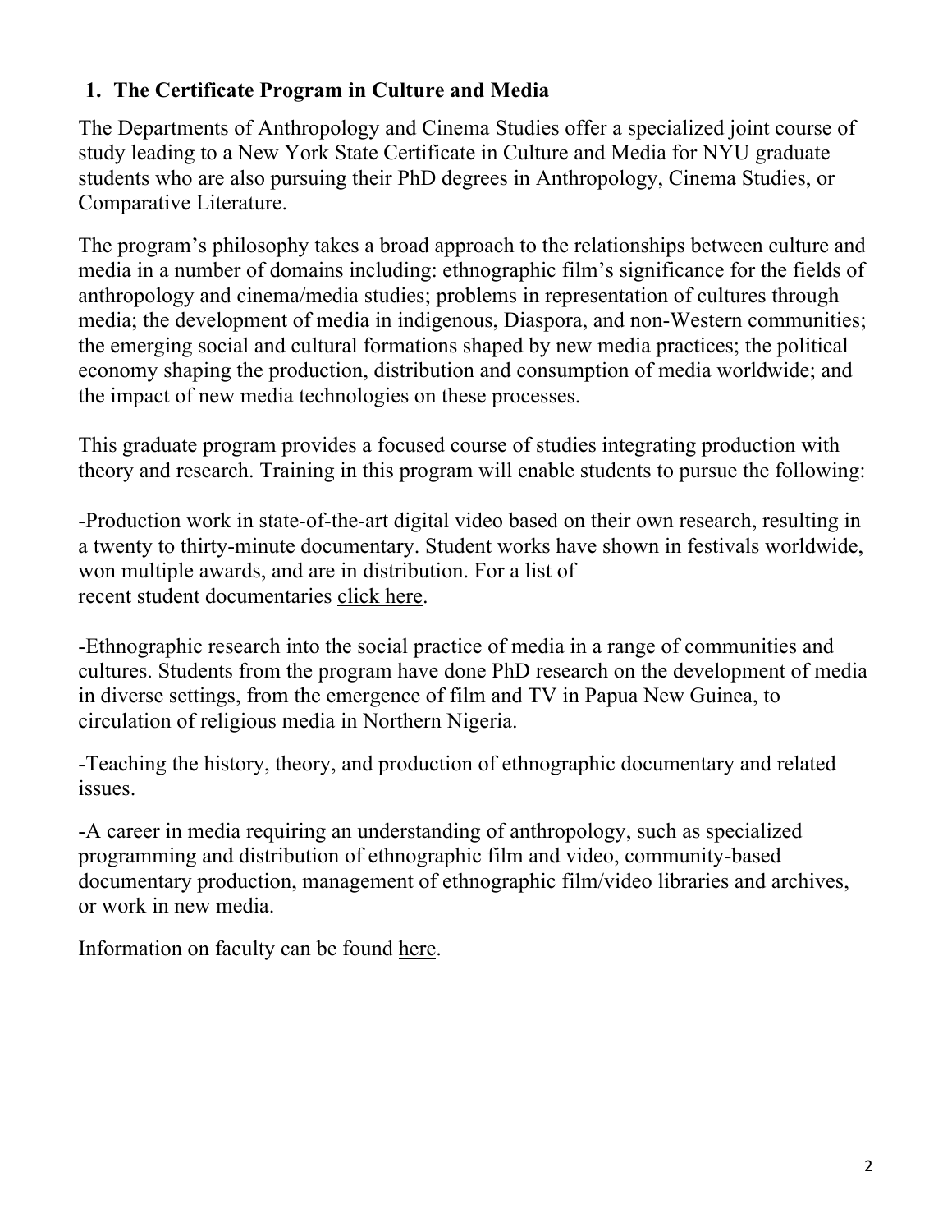## 1. The Certificate Program in Culture and Media

The Departments of Anthropology and Cinema Studies offer a specialized joint course of study leading to a New York State Certificate in Culture and Media for NYU graduate students who are also pursuing their PhD degrees in Anthropology, Cinema Studies, or Comparative Literature.

The program's philosophy takes a broad approach to the relationships between culture and media in a number of domains including: ethnographic film's significance for the fields of anthropology and cinema/media studies; problems in representation of cultures through media; the development of media in indigenous, Diaspora, and non-Western communities; the emerging social and cultural formations shaped by new media practices; the political economy shaping the production, distribution and consumption of media worldwide; and the impact of new media technologies on these processes.

This graduate program provides a focused course of studies integrating production with theory and research. Training in this program will enable students to pursue the following:

-Production work in state-of-the-art digital video based on their own research, resulting in a twenty to thirty-minute documentary. Student works have shown in festivals worldwide, won multiple awards, and are in distribution. For a list of recent student documentaries click here.

-Ethnographic research into the social practice of media in a range of communities and cultures. Students from the program have done PhD research on the development of media in diverse settings, from the emergence of film and TV in Papua New Guinea, to circulation of religious media in Northern Nigeria.

-Teaching the history, theory, and production of ethnographic documentary and related issues.

-A career in media requiring an understanding of anthropology, such as specialized programming and distribution of ethnographic film and video, community-based documentary production, management of ethnographic film/video libraries and archives, or work in new media.

Information on faculty can be found here.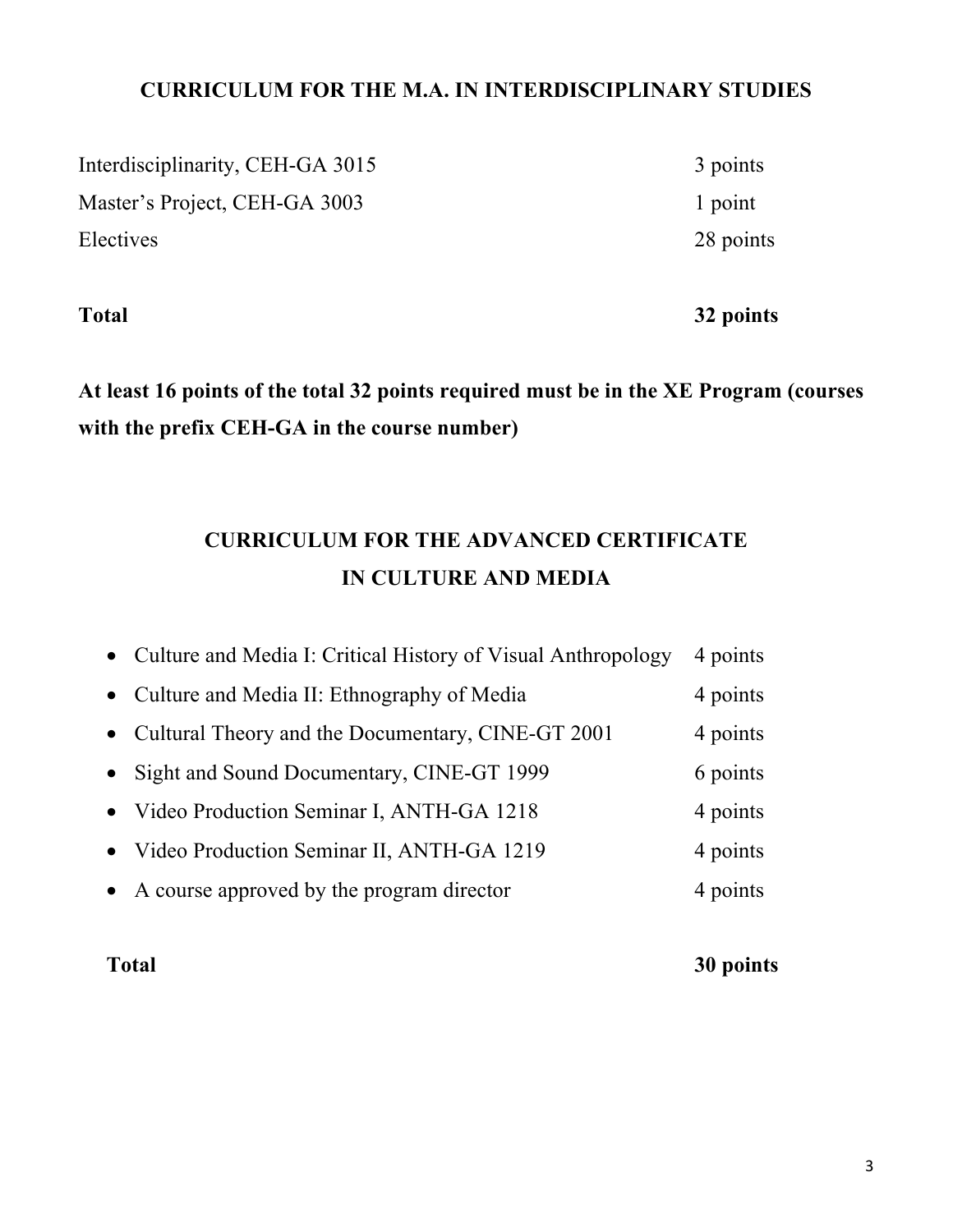## CURRICULUM FOR THE M.A. IN INTERDISCIPLINARY STUDIES

| Course | Points |
|---|---|
| Interdisciplinarity, CEH-GA 3015 | 3 points |
| Master's Project, CEH-GA 3003 | 1 point |
| Electives | 28 points |
| **Total** | **32 points** |

**At least 16 points of the total 32 points required must be in the XE Program (courses with the prefix CEH-GA in the course number)**

## CURRICULUM FOR THE ADVANCED CERTIFICATE IN CULTURE AND MEDIA

| Course | Points |
|---|---|
| • Culture and Media I: Critical History of Visual Anthropology | 4 points |
| • Culture and Media II: Ethnography of Media | 4 points |
| • Cultural Theory and the Documentary, CINE-GT 2001 | 4 points |
| • Sight and Sound Documentary, CINE-GT 1999 | 6 points |
| • Video Production Seminar I, ANTH-GA 1218 | 4 points |
| • Video Production Seminar II, ANTH-GA 1219 | 4 points |
| • A course approved by the program director | 4 points |
| **Total** | **30 points** |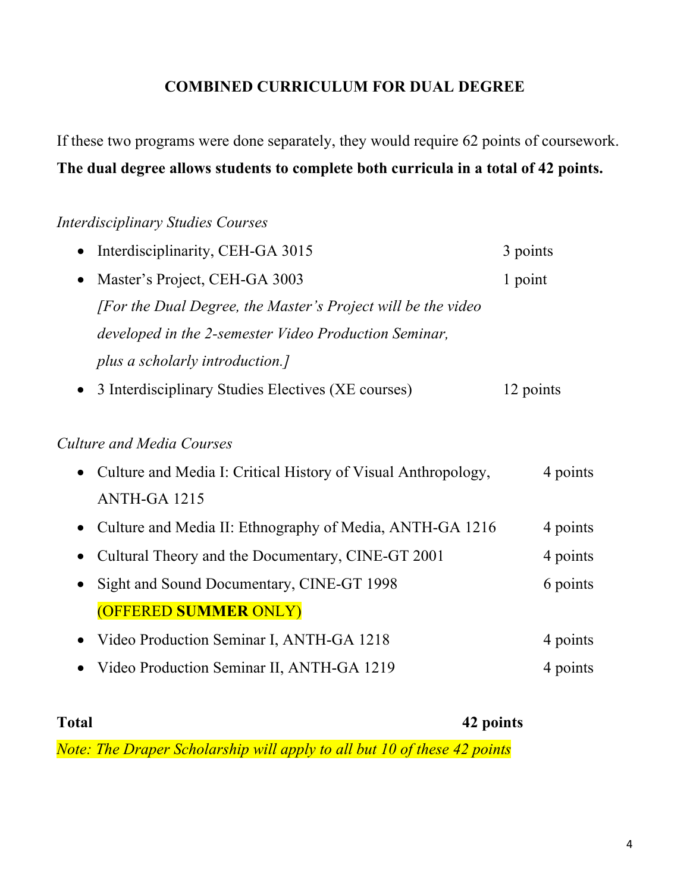## COMBINED CURRICULUM FOR DUAL DEGREE

If these two programs were done separately, they would require 62 points of coursework. **The dual degree allows students to complete both curricula in a total of 42 points.**

*Interdisciplinary Studies Courses*

- Interdisciplinarity, CEH-GA 3015 — 3 points
- Master's Project, CEH-GA 3003 — 1 point
  *[For the Dual Degree, the Master's Project will be the video developed in the 2-semester Video Production Seminar, plus a scholarly introduction.]*
- 3 Interdisciplinary Studies Electives (XE courses) — 12 points

*Culture and Media Courses*

- Culture and Media I: Critical History of Visual Anthropology, ANTH-GA 1215 — 4 points
- Culture and Media II: Ethnography of Media, ANTH-GA 1216 — 4 points
- Cultural Theory and the Documentary, CINE-GT 2001 — 4 points
- Sight and Sound Documentary, CINE-GT 1998 — 6 points
  (OFFERED **SUMMER** ONLY)
- Video Production Seminar I, ANTH-GA 1218 — 4 points
- Video Production Seminar II, ANTH-GA 1219 — 4 points

**Total — 42 points**

*Note: The Draper Scholarship will apply to all but 10 of these 42 points*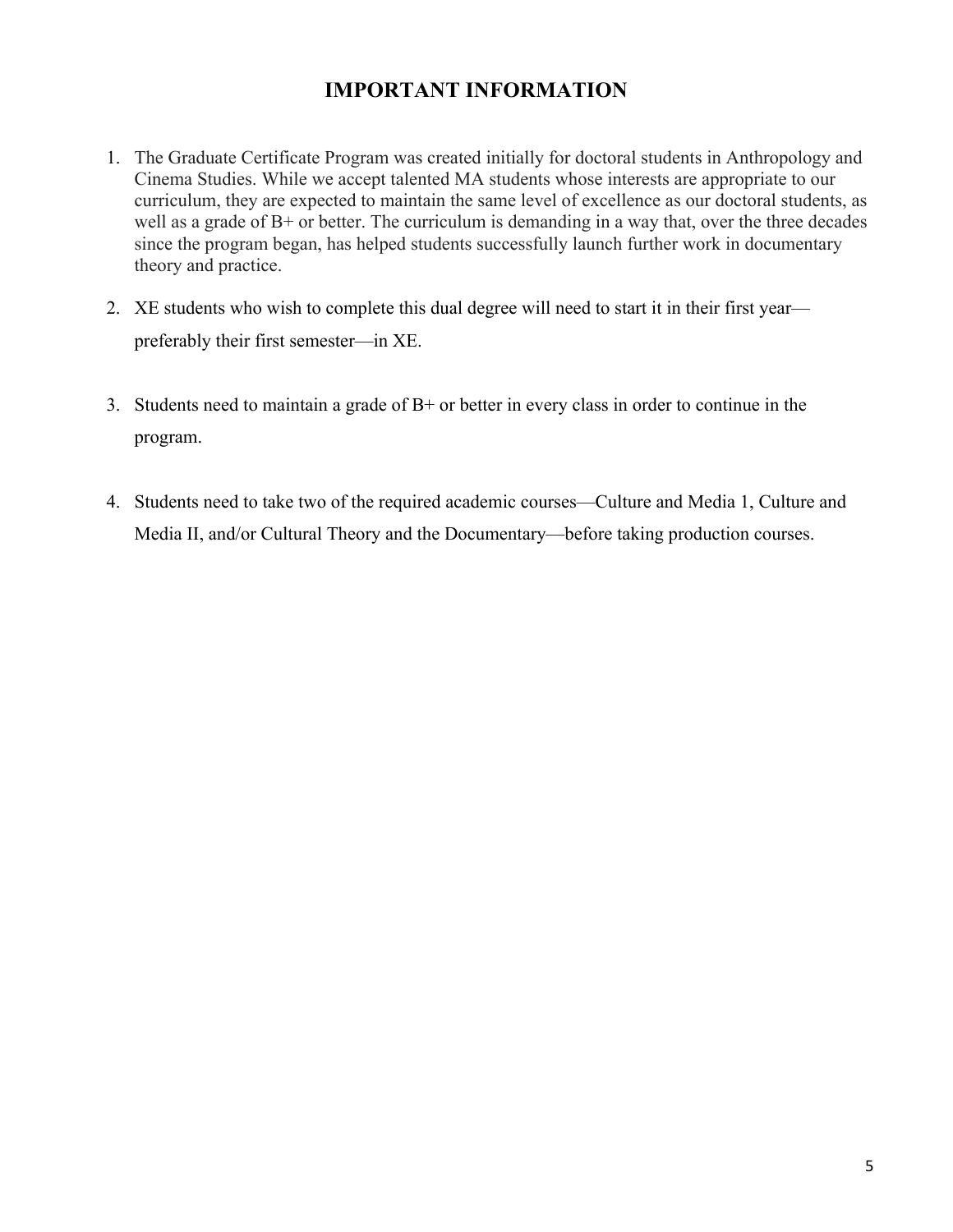# IMPORTANT INFORMATION

1. The Graduate Certificate Program was created initially for doctoral students in Anthropology and Cinema Studies. While we accept talented MA students whose interests are appropriate to our curriculum, they are expected to maintain the same level of excellence as our doctoral students, as well as a grade of B+ or better. The curriculum is demanding in a way that, over the three decades since the program began, has helped students successfully launch further work in documentary theory and practice.

2. XE students who wish to complete this dual degree will need to start it in their first year—preferably their first semester—in XE.

3. Students need to maintain a grade of B+ or better in every class in order to continue in the program.

4. Students need to take two of the required academic courses—Culture and Media 1, Culture and Media II, and/or Cultural Theory and the Documentary—before taking production courses.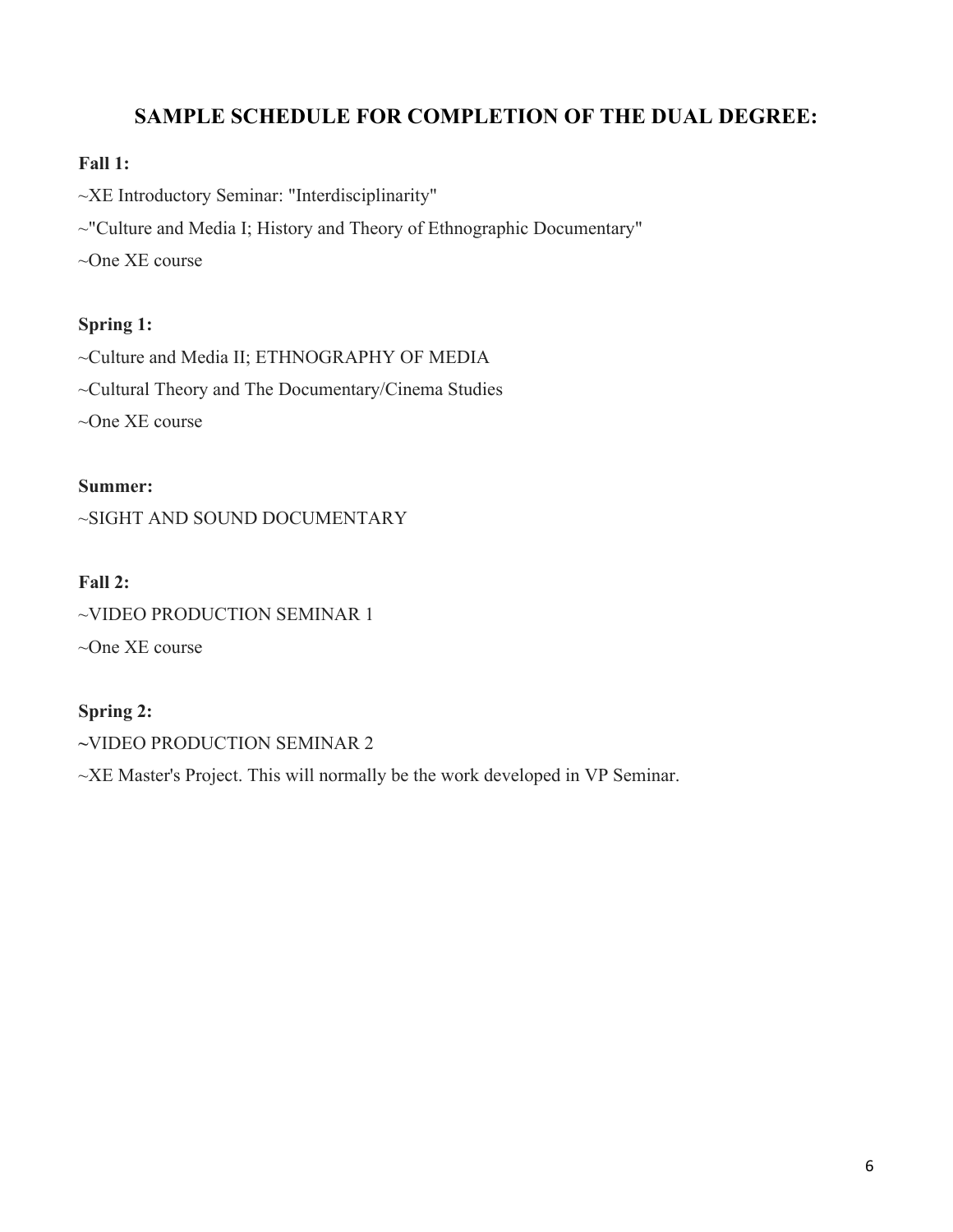## SAMPLE SCHEDULE FOR COMPLETION OF THE DUAL DEGREE:

**Fall 1:**

~XE Introductory Seminar: "Interdisciplinarity"

~"Culture and Media I; History and Theory of Ethnographic Documentary"

~One XE course

**Spring 1:**

~Culture and Media II; ETHNOGRAPHY OF MEDIA

~Cultural Theory and The Documentary/Cinema Studies

~One XE course

**Summer:**

~SIGHT AND SOUND DOCUMENTARY

**Fall 2:**

~VIDEO PRODUCTION SEMINAR 1

~One XE course

**Spring 2:**

~VIDEO PRODUCTION SEMINAR 2

~XE Master's Project. This will normally be the work developed in VP Seminar.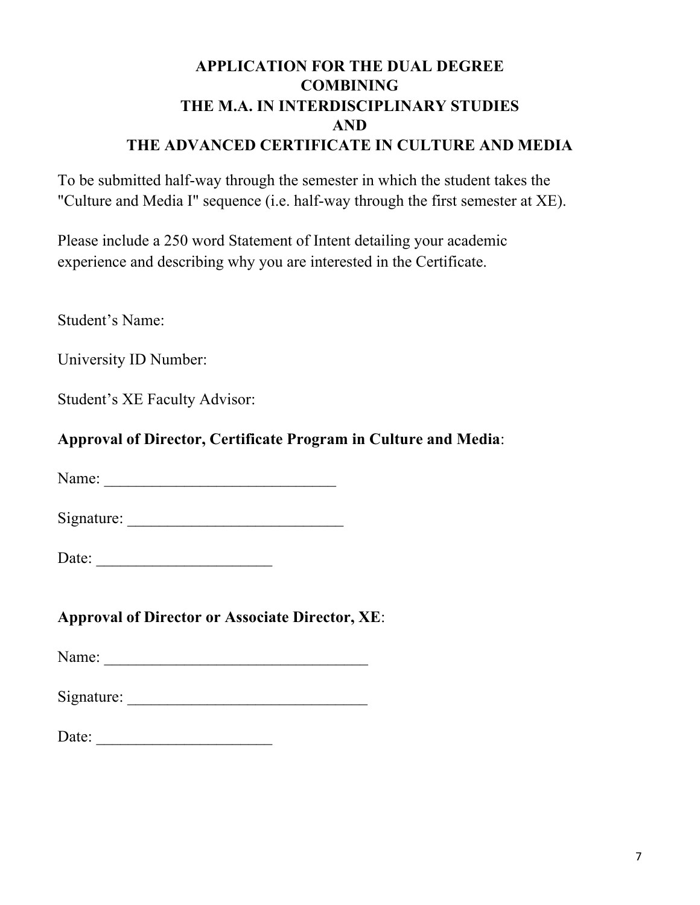# APPLICATION FOR THE DUAL DEGREE COMBINING THE M.A. IN INTERDISCIPLINARY STUDIES AND THE ADVANCED CERTIFICATE IN CULTURE AND MEDIA

To be submitted half-way through the semester in which the student takes the "Culture and Media I" sequence (i.e. half-way through the first semester at XE).

Please include a 250 word Statement of Intent detailing your academic experience and describing why you are interested in the Certificate.

Student's Name:

University ID Number:

Student's XE Faculty Advisor:

**Approval of Director, Certificate Program in Culture and Media**:

Name: ______________________________

Signature: ____________________________

Date: _______________________

**Approval of Director or Associate Director, XE**:

Name: __________________________________

Signature: _______________________________

Date: _______________________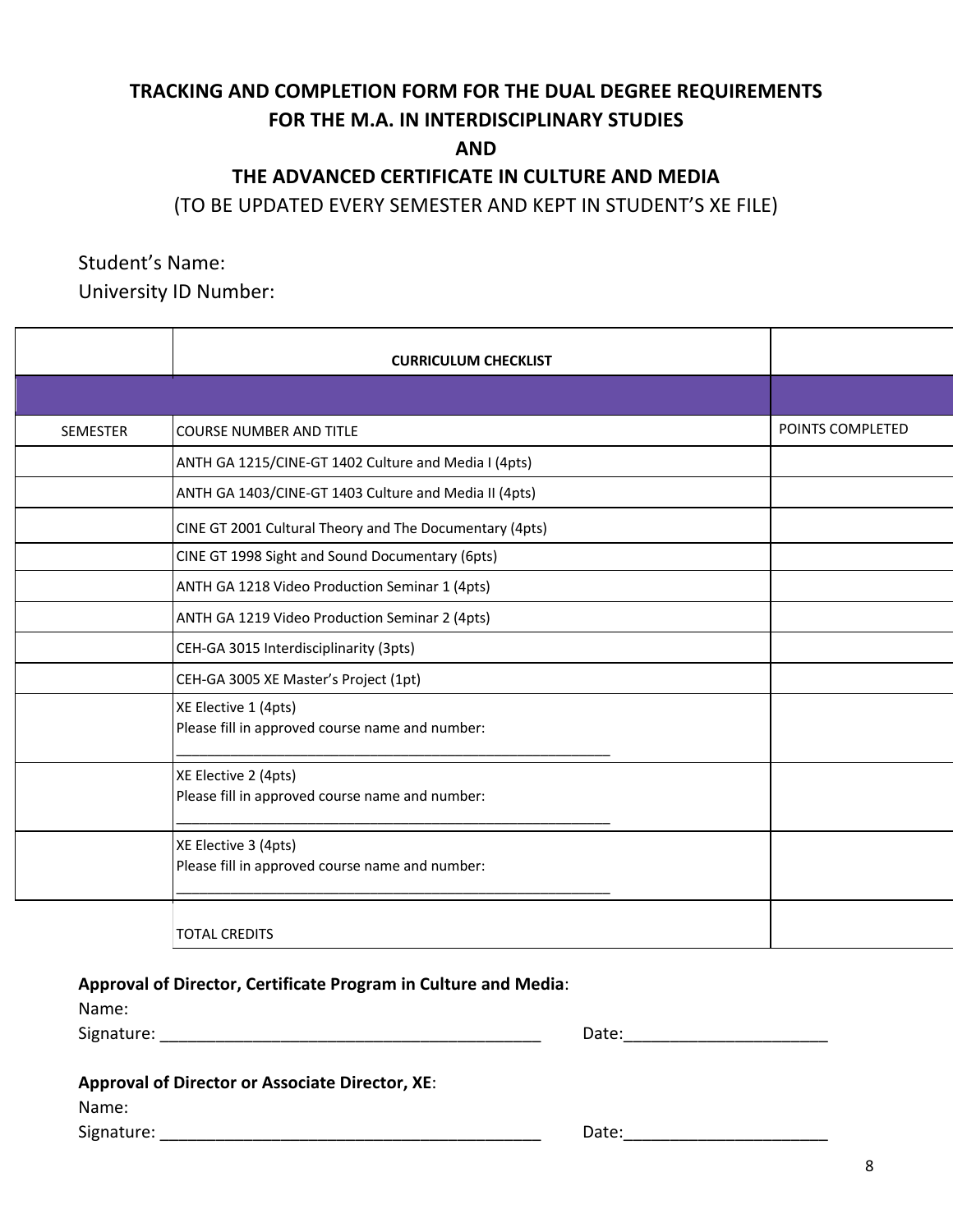## TRACKING AND COMPLETION FORM FOR THE DUAL DEGREE REQUIREMENTS FOR THE M.A. IN INTERDISCIPLINARY STUDIES AND THE ADVANCED CERTIFICATE IN CULTURE AND MEDIA

(TO BE UPDATED EVERY SEMESTER AND KEPT IN STUDENT'S XE FILE)

Student's Name:
University ID Number:

| | CURRICULUM CHECKLIST | |
|---|---|---|
| | | |
| SEMESTER | COURSE NUMBER AND TITLE | POINTS COMPLETED |
| | ANTH GA 1215/CINE-GT 1402 Culture and Media I (4pts) | |
| | ANTH GA 1403/CINE-GT 1403 Culture and Media II (4pts) | |
| | CINE GT 2001 Cultural Theory and The Documentary (4pts) | |
| | CINE GT 1998 Sight and Sound Documentary (6pts) | |
| | ANTH GA 1218 Video Production Seminar 1 (4pts) | |
| | ANTH GA 1219 Video Production Seminar 2 (4pts) | |
| | CEH-GA 3015 Interdisciplinarity (3pts) | |
| | CEH-GA 3005 XE Master's Project (1pt) | |
| | XE Elective 1 (4pts)<br>Please fill in approved course name and number:<br>_______________________________________________________ | |
| | XE Elective 2 (4pts)<br>Please fill in approved course name and number:<br>_______________________________________________________ | |
| | XE Elective 3 (4pts)<br>Please fill in approved course name and number:<br>_______________________________________________________ | |
| | TOTAL CREDITS | |

**Approval of Director, Certificate Program in Culture and Media**:
Name:
Signature: __________________________________________ Date:______________________

**Approval of Director or Associate Director, XE**:
Name:
Signature: __________________________________________ Date:______________________